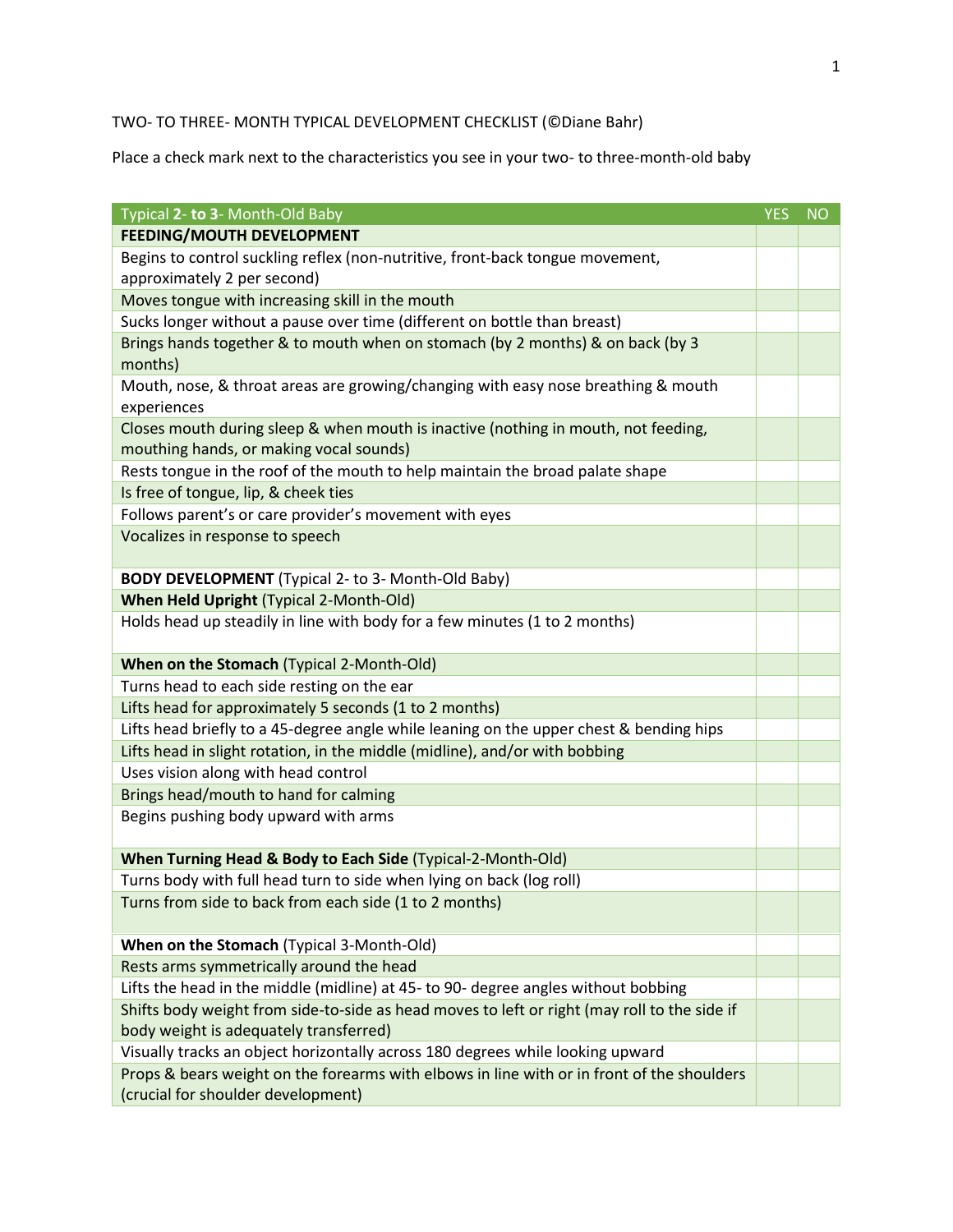TWO- TO THREE- MONTH TYPICAL DEVELOPMENT CHECKLIST (©Diane Bahr)

Place a check mark next to the characteristics you see in your two- to three-month-old baby

| Typical **2**- **to 3**- Month-Old Baby | YES | NO |
|---|---|---|
| **FEEDING/MOUTH DEVELOPMENT** | | |
| Begins to control suckling reflex (non-nutritive, front-back tongue movement, approximately 2 per second) | | |
| Moves tongue with increasing skill in the mouth | | |
| Sucks longer without a pause over time (different on bottle than breast) | | |
| Brings hands together & to mouth when on stomach (by 2 months) & on back (by 3 months) | | |
| Mouth, nose, & throat areas are growing/changing with easy nose breathing & mouth experiences | | |
| Closes mouth during sleep & when mouth is inactive (nothing in mouth, not feeding, mouthing hands, or making vocal sounds) | | |
| Rests tongue in the roof of the mouth to help maintain the broad palate shape | | |
| Is free of tongue, lip, & cheek ties | | |
| Follows parent's or care provider's movement with eyes | | |
| Vocalizes in response to speech | | |
| **BODY DEVELOPMENT** (Typical 2- to 3- Month-Old Baby) | | |
| **When Held Upright** (Typical 2-Month-Old) | | |
| Holds head up steadily in line with body for a few minutes (1 to 2 months) | | |
| **When on the Stomach** (Typical 2-Month-Old) | | |
| Turns head to each side resting on the ear | | |
| Lifts head for approximately 5 seconds (1 to 2 months) | | |
| Lifts head briefly to a 45-degree angle while leaning on the upper chest & bending hips | | |
| Lifts head in slight rotation, in the middle (midline), and/or with bobbing | | |
| Uses vision along with head control | | |
| Brings head/mouth to hand for calming | | |
| Begins pushing body upward with arms | | |
| **When Turning Head & Body to Each Side** (Typical-2-Month-Old) | | |
| Turns body with full head turn to side when lying on back (log roll) | | |
| Turns from side to back from each side (1 to 2 months) | | |
| **When on the Stomach** (Typical 3-Month-Old) | | |
| Rests arms symmetrically around the head | | |
| Lifts the head in the middle (midline) at 45- to 90- degree angles without bobbing | | |
| Shifts body weight from side-to-side as head moves to left or right (may roll to the side if body weight is adequately transferred) | | |
| Visually tracks an object horizontally across 180 degrees while looking upward | | |
| Props & bears weight on the forearms with elbows in line with or in front of the shoulders (crucial for shoulder development) | | |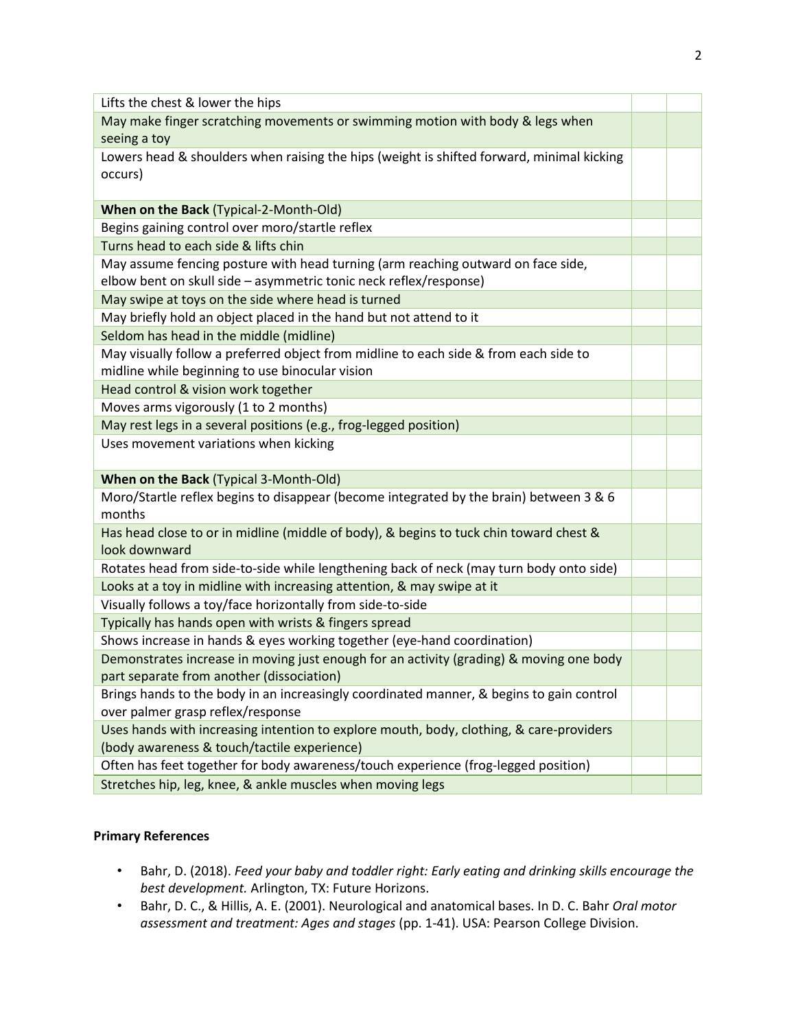| | | |
|---|---|---|
| Lifts the chest & lower the hips | | |
| May make finger scratching movements or swimming motion with body & legs when seeing a toy | | |
| Lowers head & shoulders when raising the hips (weight is shifted forward, minimal kicking occurs) | | |
| **When on the Back** (Typical-2-Month-Old) | | |
| Begins gaining control over moro/startle reflex | | |
| Turns head to each side & lifts chin | | |
| May assume fencing posture with head turning (arm reaching outward on face side, elbow bent on skull side – asymmetric tonic neck reflex/response) | | |
| May swipe at toys on the side where head is turned | | |
| May briefly hold an object placed in the hand but not attend to it | | |
| Seldom has head in the middle (midline) | | |
| May visually follow a preferred object from midline to each side & from each side to midline while beginning to use binocular vision | | |
| Head control & vision work together | | |
| Moves arms vigorously (1 to 2 months) | | |
| May rest legs in a several positions (e.g., frog-legged position) | | |
| Uses movement variations when kicking | | |
| **When on the Back** (Typical 3-Month-Old) | | |
| Moro/Startle reflex begins to disappear (become integrated by the brain) between 3 & 6 months | | |
| Has head close to or in midline (middle of body), & begins to tuck chin toward chest & look downward | | |
| Rotates head from side-to-side while lengthening back of neck (may turn body onto side) | | |
| Looks at a toy in midline with increasing attention, & may swipe at it | | |
| Visually follows a toy/face horizontally from side-to-side | | |
| Typically has hands open with wrists & fingers spread | | |
| Shows increase in hands & eyes working together (eye-hand coordination) | | |
| Demonstrates increase in moving just enough for an activity (grading) & moving one body part separate from another (dissociation) | | |
| Brings hands to the body in an increasingly coordinated manner, & begins to gain control over palmer grasp reflex/response | | |
| Uses hands with increasing intention to explore mouth, body, clothing, & care-providers (body awareness & touch/tactile experience) | | |
| Often has feet together for body awareness/touch experience (frog-legged position) | | |
| Stretches hip, leg, knee, & ankle muscles when moving legs | | |

**Primary References**

- Bahr, D. (2018). *Feed your baby and toddler right: Early eating and drinking skills encourage the best development.* Arlington, TX: Future Horizons.
- Bahr, D. C., & Hillis, A. E. (2001). Neurological and anatomical bases. In D. C. Bahr *Oral motor assessment and treatment: Ages and stages* (pp. 1-41). USA: Pearson College Division.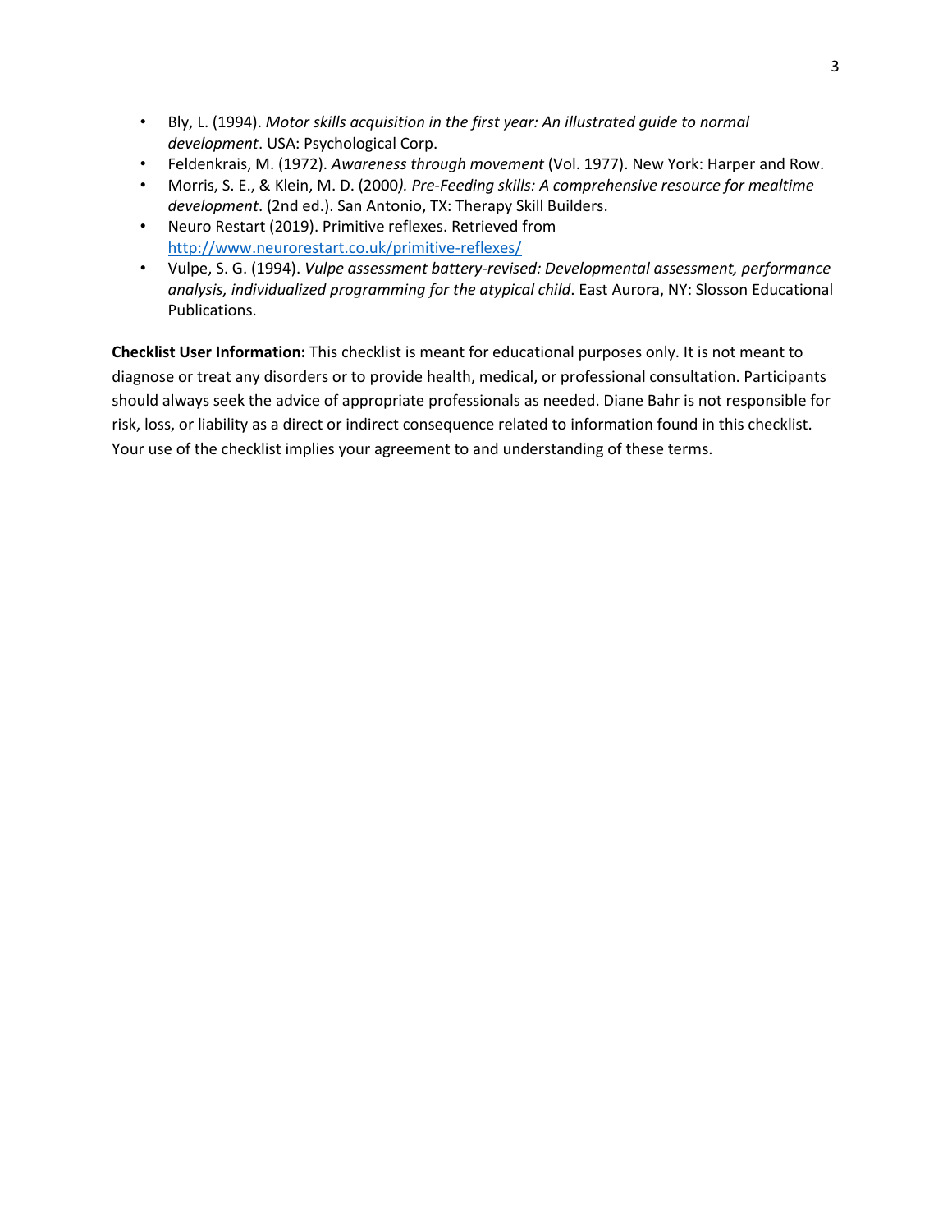- Bly, L. (1994). *Motor skills acquisition in the first year: An illustrated guide to normal development*. USA: Psychological Corp.
- Feldenkrais, M. (1972). *Awareness through movement* (Vol. 1977). New York: Harper and Row.
- Morris, S. E., & Klein, M. D. (2000*). Pre-Feeding skills: A comprehensive resource for mealtime development*. (2nd ed.). San Antonio, TX: Therapy Skill Builders.
- Neuro Restart (2019). Primitive reflexes. Retrieved from http://www.neurorestart.co.uk/primitive-reflexes/
- Vulpe, S. G. (1994). *Vulpe assessment battery-revised: Developmental assessment, performance analysis, individualized programming for the atypical child*. East Aurora, NY: Slosson Educational Publications.

**Checklist User Information:** This checklist is meant for educational purposes only. It is not meant to diagnose or treat any disorders or to provide health, medical, or professional consultation. Participants should always seek the advice of appropriate professionals as needed. Diane Bahr is not responsible for risk, loss, or liability as a direct or indirect consequence related to information found in this checklist. Your use of the checklist implies your agreement to and understanding of these terms.